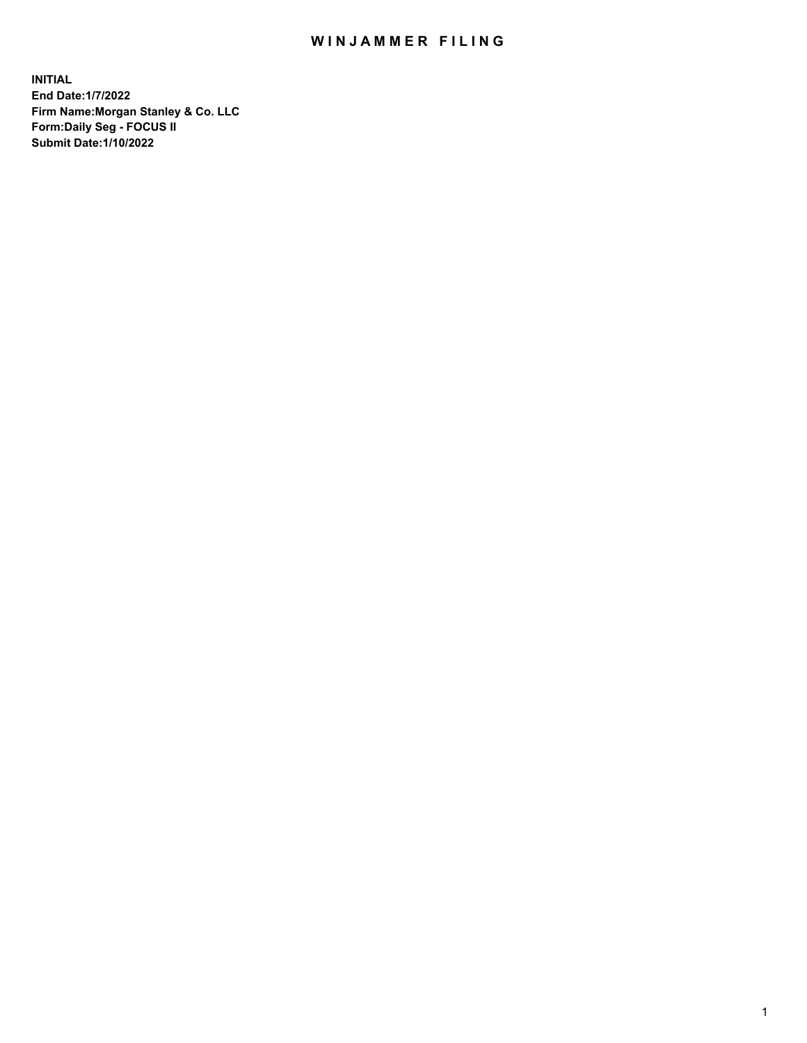# WINJAMMER FILING

**INITIAL**
**End Date:1/7/2022**
**Firm Name:Morgan Stanley & Co. LLC**
**Form:Daily Seg - FOCUS II**
**Submit Date:1/10/2022**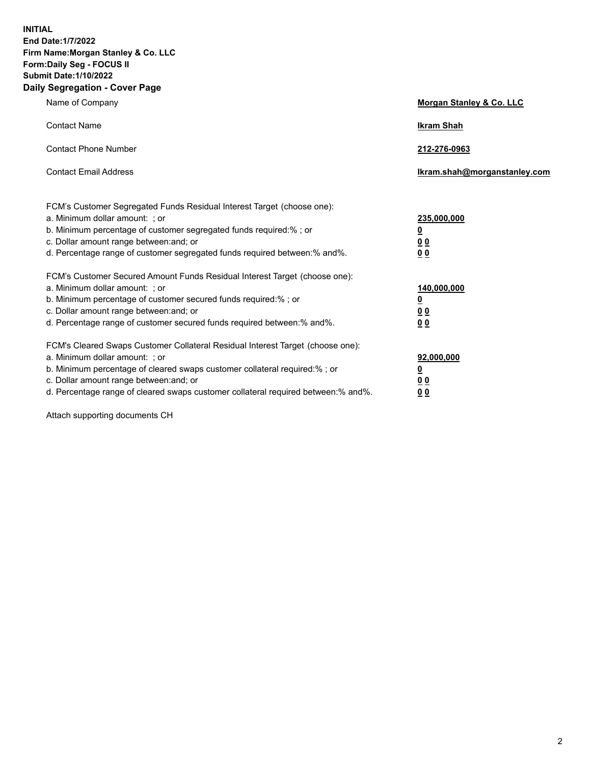**INITIAL**
**End Date:1/7/2022**
**Firm Name:Morgan Stanley & Co. LLC**
**Form:Daily Seg - FOCUS II**
**Submit Date:1/10/2022**

## Daily Segregation - Cover Page

| | |
|---|---|
| Name of Company | **Morgan Stanley & Co. LLC** |
| Contact Name | **Ikram Shah** |
| Contact Phone Number | **212-276-0963** |
| Contact Email Address | **Ikram.shah@morganstanley.com** |

| | |
|---|---|
| FCM's Customer Segregated Funds Residual Interest Target (choose one): | |
| a. Minimum dollar amount: ; or | **235,000,000** |
| b. Minimum percentage of customer segregated funds required:% ; or | **0** |
| c. Dollar amount range between:and; or | **0 0** |
| d. Percentage range of customer segregated funds required between:% and%. | **0 0** |
| FCM's Customer Secured Amount Funds Residual Interest Target (choose one): | |
| a. Minimum dollar amount: ; or | **140,000,000** |
| b. Minimum percentage of customer secured funds required:% ; or | **0** |
| c. Dollar amount range between:and; or | **0 0** |
| d. Percentage range of customer secured funds required between:% and%. | **0 0** |
| FCM's Cleared Swaps Customer Collateral Residual Interest Target (choose one): | |
| a. Minimum dollar amount: ; or | **92,000,000** |
| b. Minimum percentage of cleared swaps customer collateral required:% ; or | **0** |
| c. Dollar amount range between:and; or | **0 0** |
| d. Percentage range of cleared swaps customer collateral required between:% and%. | **0 0** |

Attach supporting documents CH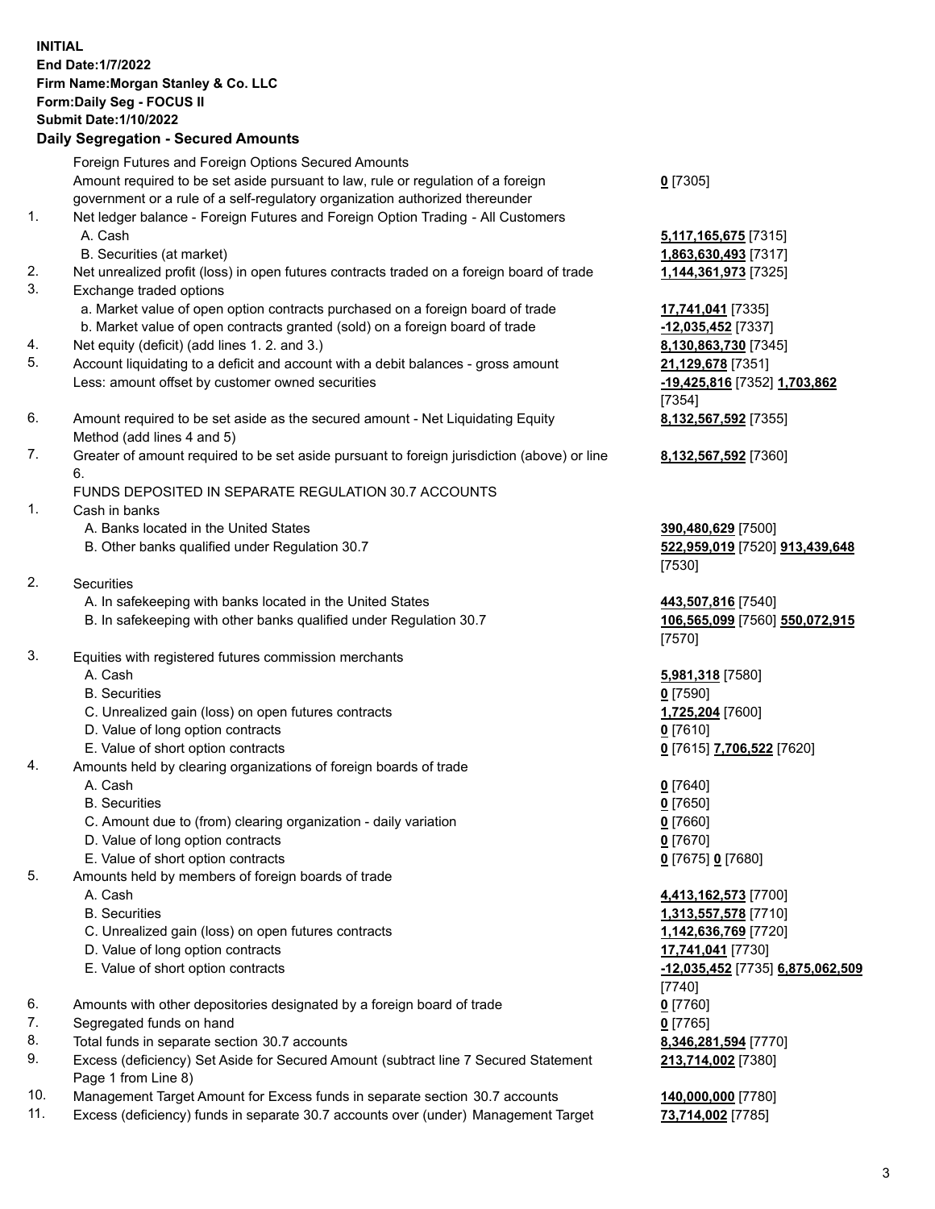**INITIAL**
**End Date:1/7/2022**
**Firm Name:Morgan Stanley & Co. LLC**
**Form:Daily Seg - FOCUS II**
**Submit Date:1/10/2022**

**Daily Segregation - Secured Amounts**

| | | |
|---|---|---|
| | Foreign Futures and Foreign Options Secured Amounts | |
| | Amount required to be set aside pursuant to law, rule or regulation of a foreign government or a rule of a self-regulatory organization authorized thereunder | **0** [7305] |
| 1. | Net ledger balance - Foreign Futures and Foreign Option Trading - All Customers | |
| | A. Cash | **5,117,165,675** [7315] |
| | B. Securities (at market) | **1,863,630,493** [7317] |
| 2. | Net unrealized profit (loss) in open futures contracts traded on a foreign board of trade | **1,144,361,973** [7325] |
| 3. | Exchange traded options | |
| | a. Market value of open option contracts purchased on a foreign board of trade | **17,741,041** [7335] |
| | b. Market value of open contracts granted (sold) on a foreign board of trade | **-12,035,452** [7337] |
| 4. | Net equity (deficit) (add lines 1. 2. and 3.) | **8,130,863,730** [7345] |
| 5. | Account liquidating to a deficit and account with a debit balances - gross amount | **21,129,678** [7351] |
| | Less: amount offset by customer owned securities | **-19,425,816** [7352] **1,703,862** [7354] |
| 6. | Amount required to be set aside as the secured amount - Net Liquidating Equity Method (add lines 4 and 5) | **8,132,567,592** [7355] |
| 7. | Greater of amount required to be set aside pursuant to foreign jurisdiction (above) or line 6. | **8,132,567,592** [7360] |
| | FUNDS DEPOSITED IN SEPARATE REGULATION 30.7 ACCOUNTS | |
| 1. | Cash in banks | |
| | A. Banks located in the United States | **390,480,629** [7500] |
| | B. Other banks qualified under Regulation 30.7 | **522,959,019** [7520] **913,439,648** [7530] |
| 2. | Securities | |
| | A. In safekeeping with banks located in the United States | **443,507,816** [7540] |
| | B. In safekeeping with other banks qualified under Regulation 30.7 | **106,565,099** [7560] **550,072,915** [7570] |
| 3. | Equities with registered futures commission merchants | |
| | A. Cash | **5,981,318** [7580] |
| | B. Securities | **0** [7590] |
| | C. Unrealized gain (loss) on open futures contracts | **1,725,204** [7600] |
| | D. Value of long option contracts | **0** [7610] |
| | E. Value of short option contracts | **0** [7615] **7,706,522** [7620] |
| 4. | Amounts held by clearing organizations of foreign boards of trade | |
| | A. Cash | **0** [7640] |
| | B. Securities | **0** [7650] |
| | C. Amount due to (from) clearing organization - daily variation | **0** [7660] |
| | D. Value of long option contracts | **0** [7670] |
| | E. Value of short option contracts | **0** [7675] **0** [7680] |
| 5. | Amounts held by members of foreign boards of trade | |
| | A. Cash | **4,413,162,573** [7700] |
| | B. Securities | **1,313,557,578** [7710] |
| | C. Unrealized gain (loss) on open futures contracts | **1,142,636,769** [7720] |
| | D. Value of long option contracts | **17,741,041** [7730] |
| | E. Value of short option contracts | **-12,035,452** [7735] **6,875,062,509** [7740] |
| 6. | Amounts with other depositories designated by a foreign board of trade | **0** [7760] |
| 7. | Segregated funds on hand | **0** [7765] |
| 8. | Total funds in separate section 30.7 accounts | **8,346,281,594** [7770] |
| 9. | Excess (deficiency) Set Aside for Secured Amount (subtract line 7 Secured Statement Page 1 from Line 8) | **213,714,002** [7380] |
| 10. | Management Target Amount for Excess funds in separate section 30.7 accounts | **140,000,000** [7780] |
| 11. | Excess (deficiency) funds in separate 30.7 accounts over (under) Management Target | **73,714,002** [7785] |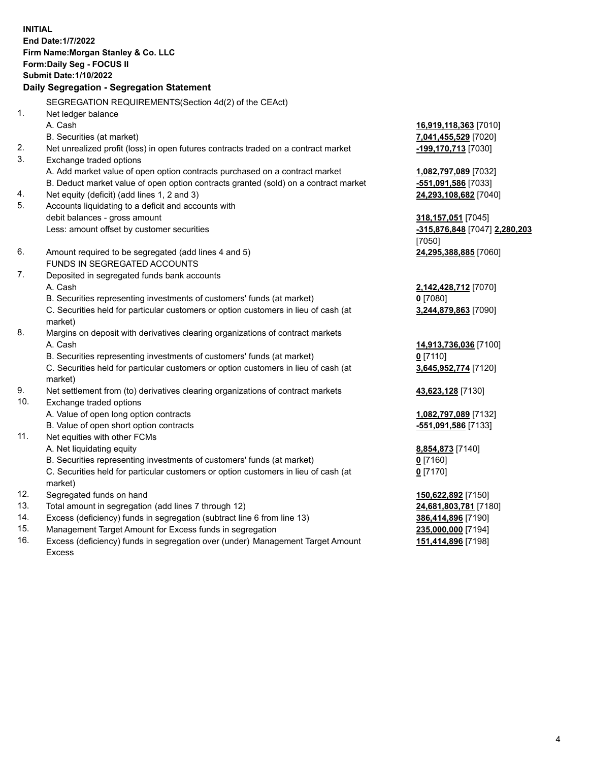**INITIAL**
**End Date:1/7/2022**
**Firm Name:Morgan Stanley & Co. LLC**
**Form:Daily Seg - FOCUS II**
**Submit Date:1/10/2022**

## Daily Segregation - Segregation Statement

SEGREGATION REQUIREMENTS(Section 4d(2) of the CEAct)

| | | |
|---|---|---|
| 1. | Net ledger balance | |
| | A. Cash | **16,919,118,363** [7010] |
| | B. Securities (at market) | **7,041,455,529** [7020] |
| 2. | Net unrealized profit (loss) in open futures contracts traded on a contract market | **-199,170,713** [7030] |
| 3. | Exchange traded options | |
| | A. Add market value of open option contracts purchased on a contract market | **1,082,797,089** [7032] |
| | B. Deduct market value of open option contracts granted (sold) on a contract market | **-551,091,586** [7033] |
| 4. | Net equity (deficit) (add lines 1, 2 and 3) | **24,293,108,682** [7040] |
| 5. | Accounts liquidating to a deficit and accounts with debit balances - gross amount | **318,157,051** [7045] |
| | Less: amount offset by customer securities | **-315,876,848** [7047] **2,280,203** [7050] |
| 6. | Amount required to be segregated (add lines 4 and 5) | **24,295,388,885** [7060] |
| | FUNDS IN SEGREGATED ACCOUNTS | |
| 7. | Deposited in segregated funds bank accounts | |
| | A. Cash | **2,142,428,712** [7070] |
| | B. Securities representing investments of customers' funds (at market) | **0** [7080] |
| | C. Securities held for particular customers or option customers in lieu of cash (at market) | **3,244,879,863** [7090] |
| 8. | Margins on deposit with derivatives clearing organizations of contract markets | |
| | A. Cash | **14,913,736,036** [7100] |
| | B. Securities representing investments of customers' funds (at market) | **0** [7110] |
| | C. Securities held for particular customers or option customers in lieu of cash (at market) | **3,645,952,774** [7120] |
| 9. | Net settlement from (to) derivatives clearing organizations of contract markets | **43,623,128** [7130] |
| 10. | Exchange traded options | |
| | A. Value of open long option contracts | **1,082,797,089** [7132] |
| | B. Value of open short option contracts | **-551,091,586** [7133] |
| 11. | Net equities with other FCMs | |
| | A. Net liquidating equity | **8,854,873** [7140] |
| | B. Securities representing investments of customers' funds (at market) | **0** [7160] |
| | C. Securities held for particular customers or option customers in lieu of cash (at market) | **0** [7170] |
| 12. | Segregated funds on hand | **150,622,892** [7150] |
| 13. | Total amount in segregation (add lines 7 through 12) | **24,681,803,781** [7180] |
| 14. | Excess (deficiency) funds in segregation (subtract line 6 from line 13) | **386,414,896** [7190] |
| 15. | Management Target Amount for Excess funds in segregation | **235,000,000** [7194] |
| 16. | Excess (deficiency) funds in segregation over (under) Management Target Amount Excess | **151,414,896** [7198] |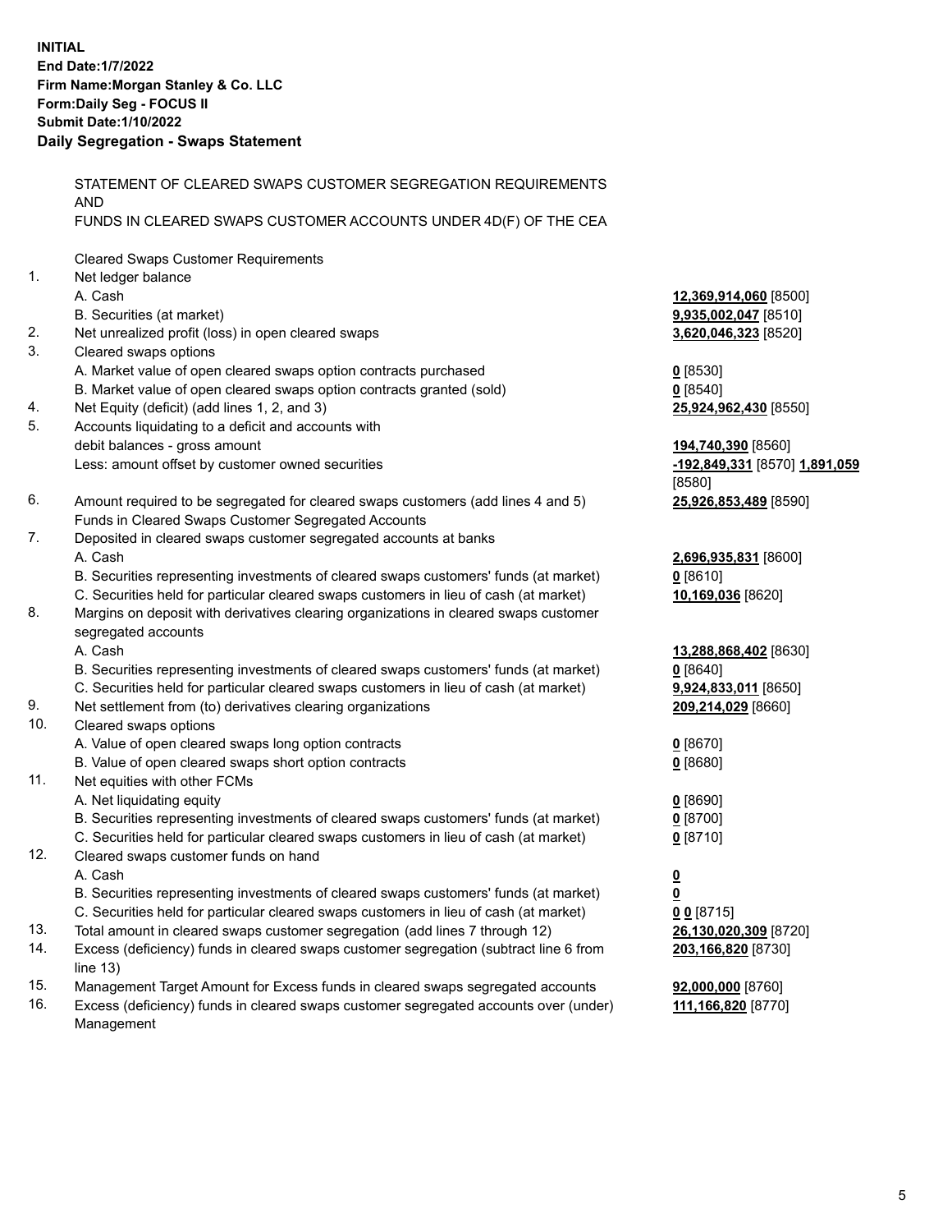**INITIAL**
**End Date:1/7/2022**
**Firm Name:Morgan Stanley & Co. LLC**
**Form:Daily Seg - FOCUS II**
**Submit Date:1/10/2022**
**Daily Segregation - Swaps Statement**

STATEMENT OF CLEARED SWAPS CUSTOMER SEGREGATION REQUIREMENTS AND FUNDS IN CLEARED SWAPS CUSTOMER ACCOUNTS UNDER 4D(F) OF THE CEA

| | | |
|---|---|---|
| | Cleared Swaps Customer Requirements | |
| 1. | Net ledger balance | |
| | A. Cash | **12,369,914,060** [8500] |
| | B. Securities (at market) | **9,935,002,047** [8510] |
| 2. | Net unrealized profit (loss) in open cleared swaps | **3,620,046,323** [8520] |
| 3. | Cleared swaps options | |
| | A. Market value of open cleared swaps option contracts purchased | **0** [8530] |
| | B. Market value of open cleared swaps option contracts granted (sold) | **0** [8540] |
| 4. | Net Equity (deficit) (add lines 1, 2, and 3) | **25,924,962,430** [8550] |
| 5. | Accounts liquidating to a deficit and accounts with debit balances - gross amount | **194,740,390** [8560] |
| | Less: amount offset by customer owned securities | **-192,849,331** [8570] **1,891,059** [8580] |
| 6. | Amount required to be segregated for cleared swaps customers (add lines 4 and 5) | **25,926,853,489** [8590] |
| | Funds in Cleared Swaps Customer Segregated Accounts | |
| 7. | Deposited in cleared swaps customer segregated accounts at banks | |
| | A. Cash | **2,696,935,831** [8600] |
| | B. Securities representing investments of cleared swaps customers' funds (at market) | **0** [8610] |
| | C. Securities held for particular cleared swaps customers in lieu of cash (at market) | **10,169,036** [8620] |
| 8. | Margins on deposit with derivatives clearing organizations in cleared swaps customer segregated accounts | |
| | A. Cash | **13,288,868,402** [8630] |
| | B. Securities representing investments of cleared swaps customers' funds (at market) | **0** [8640] |
| | C. Securities held for particular cleared swaps customers in lieu of cash (at market) | **9,924,833,011** [8650] |
| 9. | Net settlement from (to) derivatives clearing organizations | **209,214,029** [8660] |
| 10. | Cleared swaps options | |
| | A. Value of open cleared swaps long option contracts | **0** [8670] |
| | B. Value of open cleared swaps short option contracts | **0** [8680] |
| 11. | Net equities with other FCMs | |
| | A. Net liquidating equity | **0** [8690] |
| | B. Securities representing investments of cleared swaps customers' funds (at market) | **0** [8700] |
| | C. Securities held for particular cleared swaps customers in lieu of cash (at market) | **0** [8710] |
| 12. | Cleared swaps customer funds on hand | |
| | A. Cash | **0** |
| | B. Securities representing investments of cleared swaps customers' funds (at market) | **0** |
| | C. Securities held for particular cleared swaps customers in lieu of cash (at market) | **0** **0** [8715] |
| 13. | Total amount in cleared swaps customer segregation (add lines 7 through 12) | **26,130,020,309** [8720] |
| 14. | Excess (deficiency) funds in cleared swaps customer segregation (subtract line 6 from line 13) | **203,166,820** [8730] |
| 15. | Management Target Amount for Excess funds in cleared swaps segregated accounts | **92,000,000** [8760] |
| 16. | Excess (deficiency) funds in cleared swaps customer segregated accounts over (under) Management | **111,166,820** [8770] |